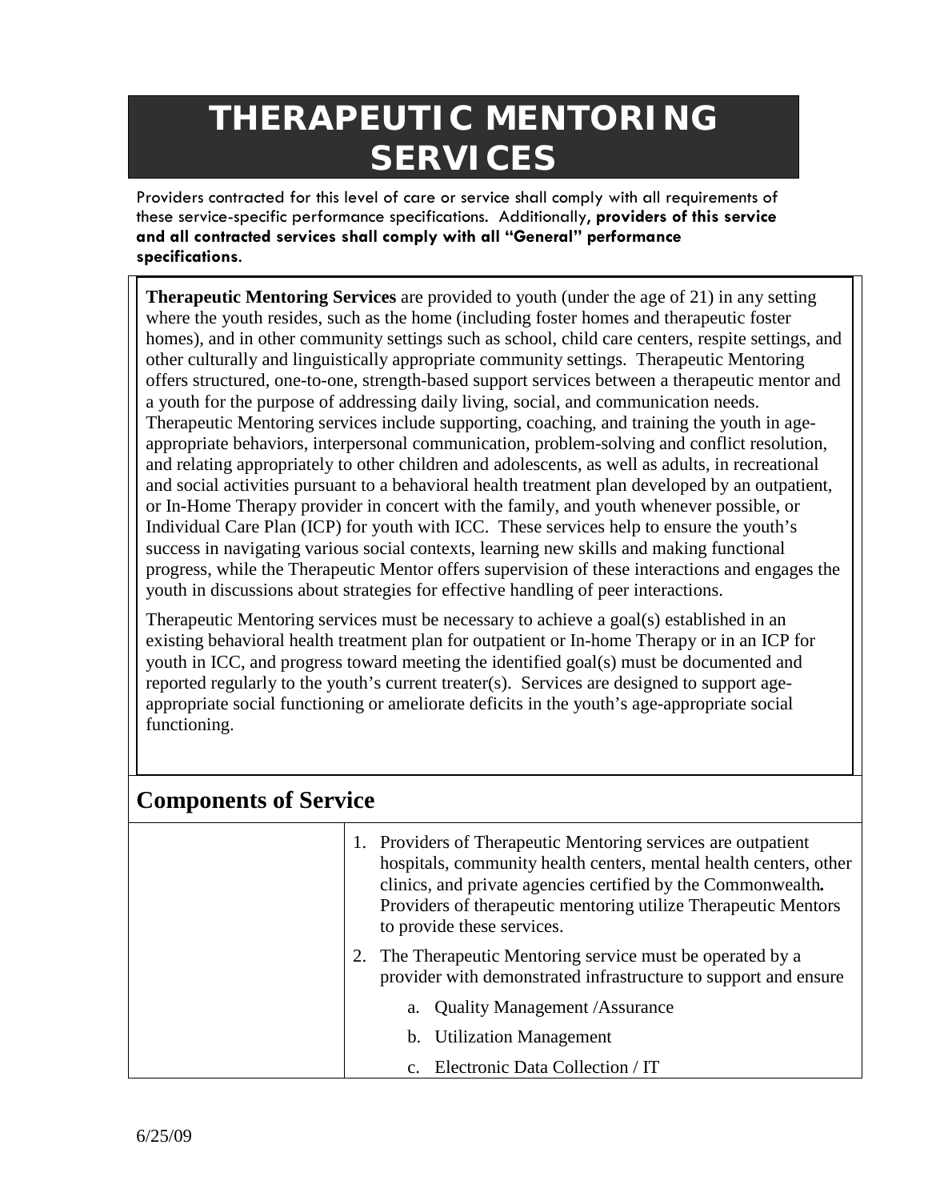# THERAPEUTIC MENTORING SERVICES

Providers contracted for this level of care or service shall comply with all requirements of these service-specific performance specifications. Additionally, **providers of this service and all contracted services shall comply with all "General" performance specifications.**

**Therapeutic Mentoring Services** are provided to youth (under the age of 21) in any setting where the youth resides, such as the home (including foster homes and therapeutic foster homes), and in other community settings such as school, child care centers, respite settings, and other culturally and linguistically appropriate community settings. Therapeutic Mentoring offers structured, one-to-one, strength-based support services between a therapeutic mentor and a youth for the purpose of addressing daily living, social, and communication needs. Therapeutic Mentoring services include supporting, coaching, and training the youth in age-appropriate behaviors, interpersonal communication, problem-solving and conflict resolution, and relating appropriately to other children and adolescents, as well as adults, in recreational and social activities pursuant to a behavioral health treatment plan developed by an outpatient, or In-Home Therapy provider in concert with the family, and youth whenever possible, or Individual Care Plan (ICP) for youth with ICC. These services help to ensure the youth's success in navigating various social contexts, learning new skills and making functional progress, while the Therapeutic Mentor offers supervision of these interactions and engages the youth in discussions about strategies for effective handling of peer interactions.

Therapeutic Mentoring services must be necessary to achieve a goal(s) established in an existing behavioral health treatment plan for outpatient or In-home Therapy or in an ICP for youth in ICC, and progress toward meeting the identified goal(s) must be documented and reported regularly to the youth's current treater(s). Services are designed to support age-appropriate social functioning or ameliorate deficits in the youth's age-appropriate social functioning.

## Components of Service

| | |
|---|---|
| | 1. Providers of Therapeutic Mentoring services are outpatient hospitals, community health centers, mental health centers, other clinics, and private agencies certified by the Commonwealth**.** Providers of therapeutic mentoring utilize Therapeutic Mentors to provide these services.<br>2. The Therapeutic Mentoring service must be operated by a provider with demonstrated infrastructure to support and ensure<br>a. Quality Management /Assurance<br>b. Utilization Management<br>c. Electronic Data Collection / IT |

6/25/09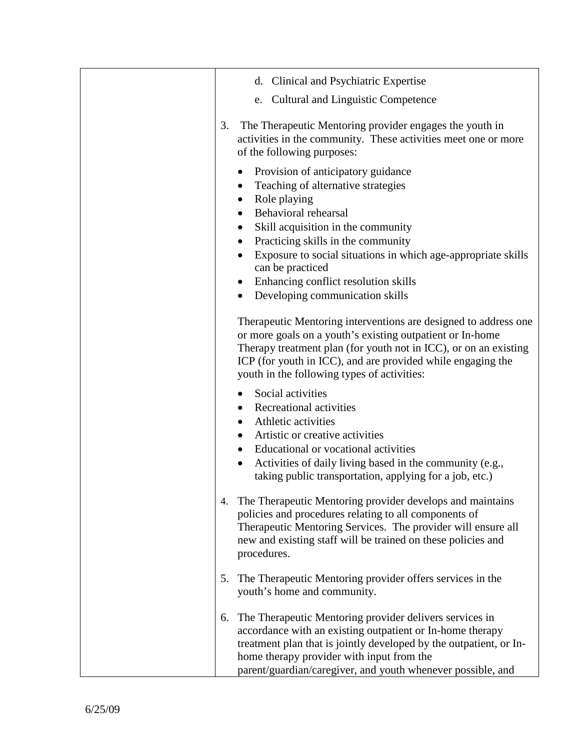| | d. Clinical and Psychiatric Expertise<br>e. Cultural and Linguistic Competence<br><br>3. The Therapeutic Mentoring provider engages the youth in activities in the community. These activities meet one or more of the following purposes:<br><br>• Provision of anticipatory guidance<br>• Teaching of alternative strategies<br>• Role playing<br>• Behavioral rehearsal<br>• Skill acquisition in the community<br>• Practicing skills in the community<br>• Exposure to social situations in which age-appropriate skills can be practiced<br>• Enhancing conflict resolution skills<br>• Developing communication skills<br><br>Therapeutic Mentoring interventions are designed to address one or more goals on a youth's existing outpatient or In-home Therapy treatment plan (for youth not in ICC), or on an existing ICP (for youth in ICC), and are provided while engaging the youth in the following types of activities:<br><br>• Social activities<br>• Recreational activities<br>• Athletic activities<br>• Artistic or creative activities<br>• Educational or vocational activities<br>• Activities of daily living based in the community (e.g., taking public transportation, applying for a job, etc.)<br><br>4. The Therapeutic Mentoring provider develops and maintains policies and procedures relating to all components of Therapeutic Mentoring Services. The provider will ensure all new and existing staff will be trained on these policies and procedures.<br><br>5. The Therapeutic Mentoring provider offers services in the youth's home and community.<br><br>6. The Therapeutic Mentoring provider delivers services in accordance with an existing outpatient or In-home therapy treatment plan that is jointly developed by the outpatient, or In-home therapy provider with input from the parent/guardian/caregiver, and youth whenever possible, and |
|---|---|

6/25/09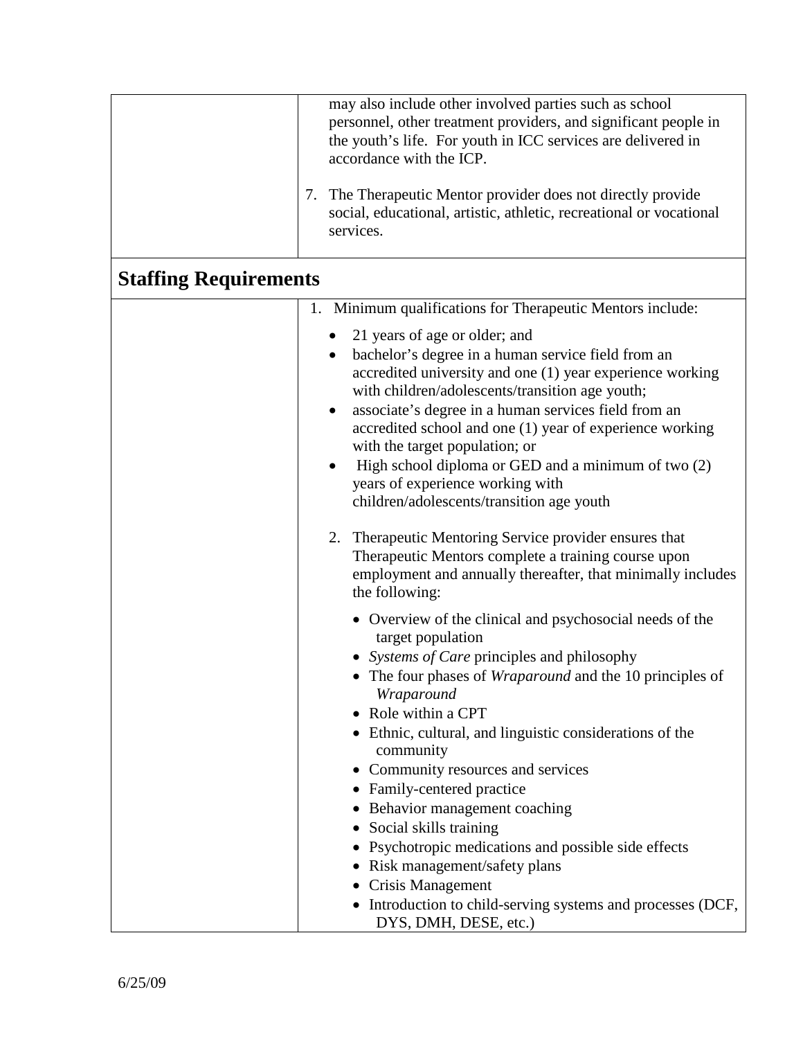may also include other involved parties such as school personnel, other treatment providers, and significant people in the youth's life. For youth in ICC services are delivered in accordance with the ICP.

7. The Therapeutic Mentor provider does not directly provide social, educational, artistic, athletic, recreational or vocational services.

## Staffing Requirements

1. Minimum qualifications for Therapeutic Mentors include:
   - 21 years of age or older; and
   - bachelor's degree in a human service field from an accredited university and one (1) year experience working with children/adolescents/transition age youth;
   - associate's degree in a human services field from an accredited school and one (1) year of experience working with the target population; or
   - High school diploma or GED and a minimum of two (2) years of experience working with children/adolescents/transition age youth

2. Therapeutic Mentoring Service provider ensures that Therapeutic Mentors complete a training course upon employment and annually thereafter, that minimally includes the following:
   - Overview of the clinical and psychosocial needs of the target population
   - *Systems of Care* principles and philosophy
   - The four phases of *Wraparound* and the 10 principles of *Wraparound*
   - Role within a CPT
   - Ethnic, cultural, and linguistic considerations of the community
   - Community resources and services
   - Family-centered practice
   - Behavior management coaching
   - Social skills training
   - Psychotropic medications and possible side effects
   - Risk management/safety plans
   - Crisis Management
   - Introduction to child-serving systems and processes (DCF, DYS, DMH, DESE, etc.)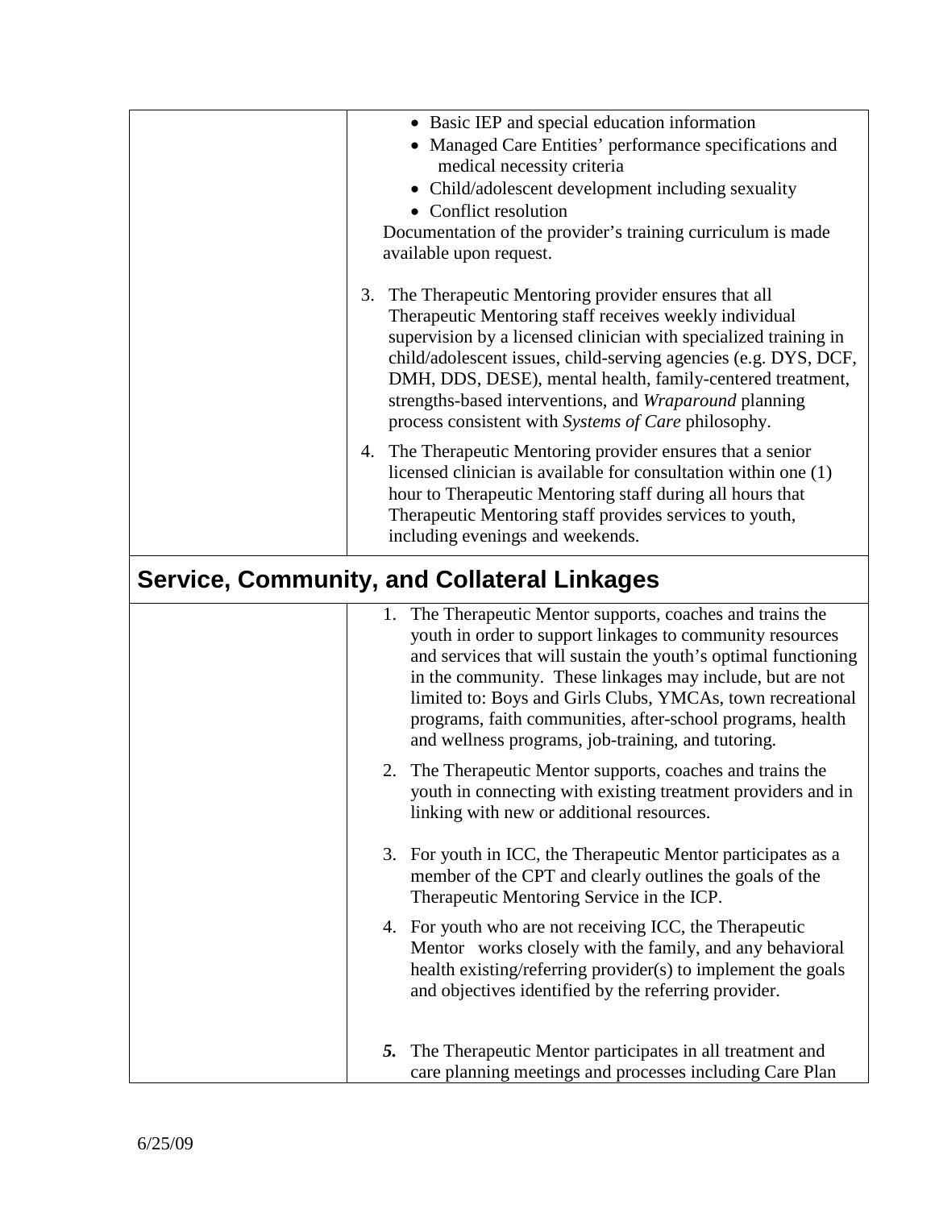| | |
|---|---|
| | • Basic IEP and special education information<br>• Managed Care Entities' performance specifications and medical necessity criteria<br>• Child/adolescent development including sexuality<br>• Conflict resolution<br><br>Documentation of the provider's training curriculum is made available upon request.<br><br>3. The Therapeutic Mentoring provider ensures that all Therapeutic Mentoring staff receives weekly individual supervision by a licensed clinician with specialized training in child/adolescent issues, child-serving agencies (e.g. DYS, DCF, DMH, DDS, DESE), mental health, family-centered treatment, strengths-based interventions, and *Wraparound* planning process consistent with *Systems of Care* philosophy.<br><br>4. The Therapeutic Mentoring provider ensures that a senior licensed clinician is available for consultation within one (1) hour to Therapeutic Mentoring staff during all hours that Therapeutic Mentoring staff provides services to youth, including evenings and weekends. |

## Service, Community, and Collateral Linkages

| | |
|---|---|
| | 1. The Therapeutic Mentor supports, coaches and trains the youth in order to support linkages to community resources and services that will sustain the youth's optimal functioning in the community. These linkages may include, but are not limited to: Boys and Girls Clubs, YMCAs, town recreational programs, faith communities, after-school programs, health and wellness programs, job-training, and tutoring.<br><br>2. The Therapeutic Mentor supports, coaches and trains the youth in connecting with existing treatment providers and in linking with new or additional resources.<br><br>3. For youth in ICC, the Therapeutic Mentor participates as a member of the CPT and clearly outlines the goals of the Therapeutic Mentoring Service in the ICP.<br><br>4. For youth who are not receiving ICC, the Therapeutic Mentor works closely with the family, and any behavioral health existing/referring provider(s) to implement the goals and objectives identified by the referring provider.<br><br>***5.*** The Therapeutic Mentor participates in all treatment and care planning meetings and processes including Care Plan |

6/25/09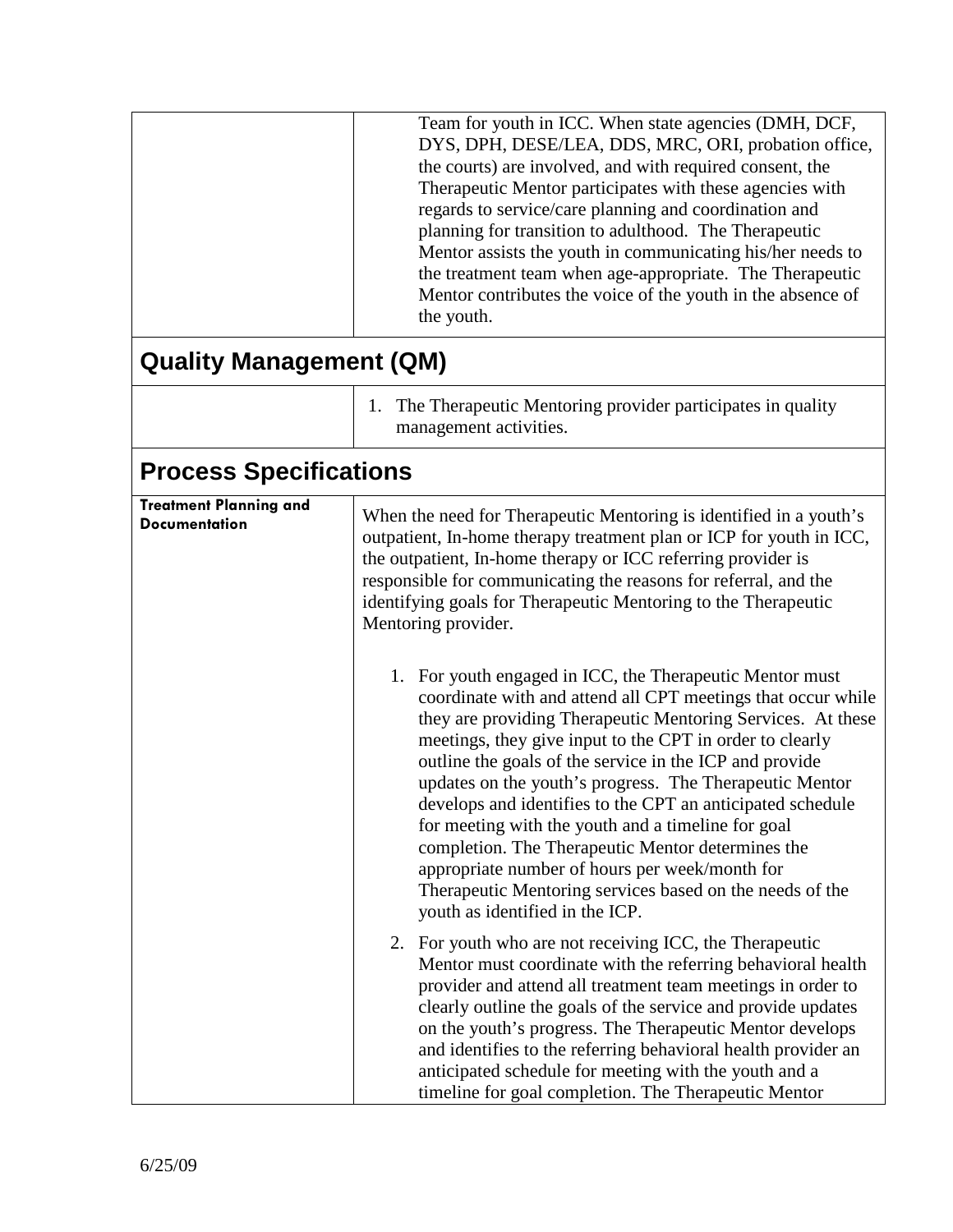| | |
|---|---|
| | Team for youth in ICC. When state agencies (DMH, DCF, DYS, DPH, DESE/LEA, DDS, MRC, ORI, probation office, the courts) are involved, and with required consent, the Therapeutic Mentor participates with these agencies with regards to service/care planning and coordination and planning for transition to adulthood. The Therapeutic Mentor assists the youth in communicating his/her needs to the treatment team when age-appropriate. The Therapeutic Mentor contributes the voice of the youth in the absence of the youth. |

## Quality Management (QM)

| | |
|---|---|
| | 1. The Therapeutic Mentoring provider participates in quality management activities. |

## Process Specifications

| | |
|---|---|
| **Treatment Planning and Documentation** | When the need for Therapeutic Mentoring is identified in a youth's outpatient, In-home therapy treatment plan or ICP for youth in ICC, the outpatient, In-home therapy or ICC referring provider is responsible for communicating the reasons for referral, and the identifying goals for Therapeutic Mentoring to the Therapeutic Mentoring provider.<br><br>1. For youth engaged in ICC, the Therapeutic Mentor must coordinate with and attend all CPT meetings that occur while they are providing Therapeutic Mentoring Services. At these meetings, they give input to the CPT in order to clearly outline the goals of the service in the ICP and provide updates on the youth's progress. The Therapeutic Mentor develops and identifies to the CPT an anticipated schedule for meeting with the youth and a timeline for goal completion. The Therapeutic Mentor determines the appropriate number of hours per week/month for Therapeutic Mentoring services based on the needs of the youth as identified in the ICP.<br><br>2. For youth who are not receiving ICC, the Therapeutic Mentor must coordinate with the referring behavioral health provider and attend all treatment team meetings in order to clearly outline the goals of the service and provide updates on the youth's progress. The Therapeutic Mentor develops and identifies to the referring behavioral health provider an anticipated schedule for meeting with the youth and a timeline for goal completion. The Therapeutic Mentor |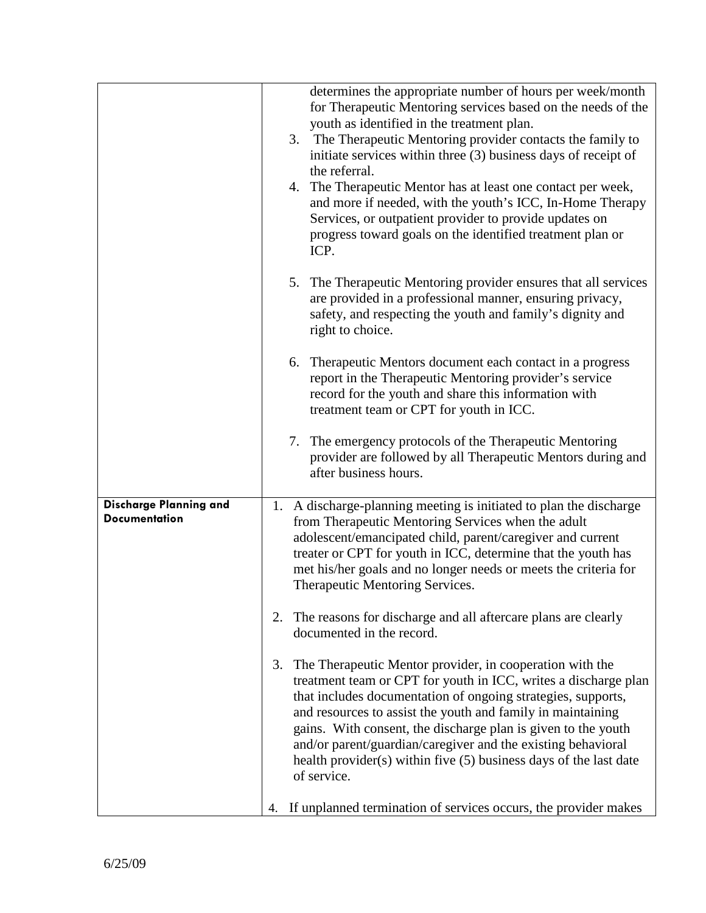| | |
|---|---|
| | determines the appropriate number of hours per week/month for Therapeutic Mentoring services based on the needs of the youth as identified in the treatment plan.<br>3. The Therapeutic Mentoring provider contacts the family to initiate services within three (3) business days of receipt of the referral.<br>4. The Therapeutic Mentor has at least one contact per week, and more if needed, with the youth's ICC, In-Home Therapy Services, or outpatient provider to provide updates on progress toward goals on the identified treatment plan or ICP.<br>5. The Therapeutic Mentoring provider ensures that all services are provided in a professional manner, ensuring privacy, safety, and respecting the youth and family's dignity and right to choice.<br>6. Therapeutic Mentors document each contact in a progress report in the Therapeutic Mentoring provider's service record for the youth and share this information with treatment team or CPT for youth in ICC.<br>7. The emergency protocols of the Therapeutic Mentoring provider are followed by all Therapeutic Mentors during and after business hours. |
| **Discharge Planning and Documentation** | 1. A discharge-planning meeting is initiated to plan the discharge from Therapeutic Mentoring Services when the adult adolescent/emancipated child, parent/caregiver and current treater or CPT for youth in ICC, determine that the youth has met his/her goals and no longer needs or meets the criteria for Therapeutic Mentoring Services.<br>2. The reasons for discharge and all aftercare plans are clearly documented in the record.<br>3. The Therapeutic Mentor provider, in cooperation with the treatment team or CPT for youth in ICC, writes a discharge plan that includes documentation of ongoing strategies, supports, and resources to assist the youth and family in maintaining gains. With consent, the discharge plan is given to the youth and/or parent/guardian/caregiver and the existing behavioral health provider(s) within five (5) business days of the last date of service.<br>4. If unplanned termination of services occurs, the provider makes |

6/25/09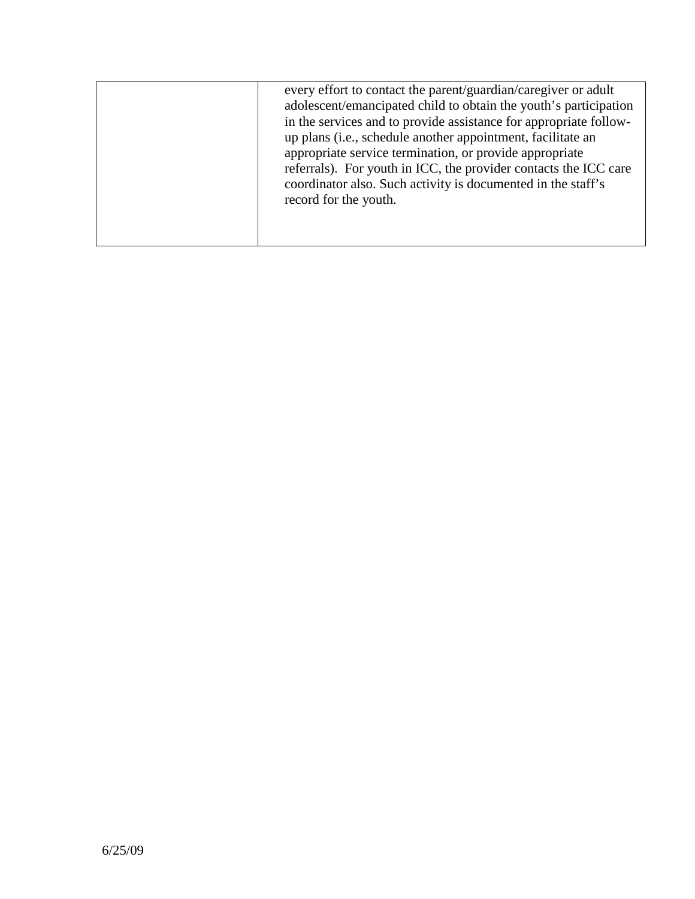| | |
|---|---|
| | every effort to contact the parent/guardian/caregiver or adult adolescent/emancipated child to obtain the youth's participation in the services and to provide assistance for appropriate follow-up plans (i.e., schedule another appointment, facilitate an appropriate service termination, or provide appropriate referrals). For youth in ICC, the provider contacts the ICC care coordinator also. Such activity is documented in the staff's record for the youth. |

6/25/09